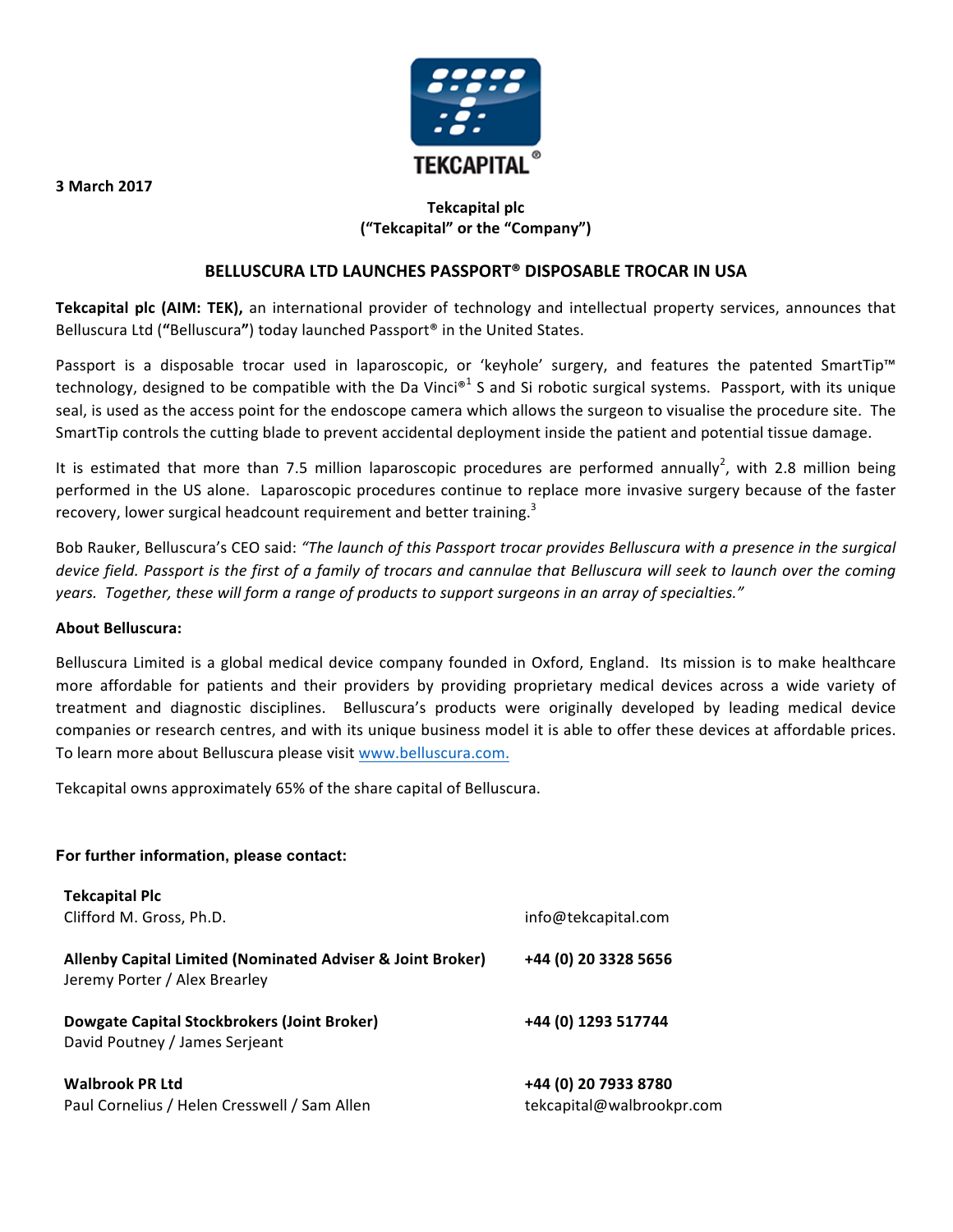3 March 2017

**Tekcapital plc**
**("Tekcapital" or the "Company")**

## BELLUSCURA LTD LAUNCHES PASSPORT® DISPOSABLE TROCAR IN USA

**Tekcapital plc (AIM: TEK),** an international provider of technology and intellectual property services, announces that Belluscura Ltd (**"**Belluscura**"**) today launched Passport® in the United States.

Passport is a disposable trocar used in laparoscopic, or 'keyhole' surgery, and features the patented SmartTip™ technology, designed to be compatible with the Da Vinci®[1] S and Si robotic surgical systems. Passport, with its unique seal, is used as the access point for the endoscope camera which allows the surgeon to visualise the procedure site. The SmartTip controls the cutting blade to prevent accidental deployment inside the patient and potential tissue damage.

It is estimated that more than 7.5 million laparoscopic procedures are performed annually[2], with 2.8 million being performed in the US alone. Laparoscopic procedures continue to replace more invasive surgery because of the faster recovery, lower surgical headcount requirement and better training.[3]

Bob Rauker, Belluscura's CEO said: *"The launch of this Passport trocar provides Belluscura with a presence in the surgical device field. Passport is the first of a family of trocars and cannulae that Belluscura will seek to launch over the coming years. Together, these will form a range of products to support surgeons in an array of specialties."*

**About Belluscura:**

Belluscura Limited is a global medical device company founded in Oxford, England. Its mission is to make healthcare more affordable for patients and their providers by providing proprietary medical devices across a wide variety of treatment and diagnostic disciplines. Belluscura's products were originally developed by leading medical device companies or research centres, and with its unique business model it is able to offer these devices at affordable prices. To learn more about Belluscura please visit www.belluscura.com.

Tekcapital owns approximately 65% of the share capital of Belluscura.

**For further information, please contact:**

| | |
|---|---|
| **Tekcapital Plc**<br>Clifford M. Gross, Ph.D. | info@tekcapital.com |
| **Allenby Capital Limited (Nominated Adviser & Joint Broker)**<br>Jeremy Porter / Alex Brearley | **+44 (0) 20 3328 5656** |
| **Dowgate Capital Stockbrokers (Joint Broker)**<br>David Poutney / James Serjeant | **+44 (0) 1293 517744** |
| **Walbrook PR Ltd**<br>Paul Cornelius / Helen Cresswell / Sam Allen | **+44 (0) 20 7933 8780**<br>tekcapital@walbrookpr.com |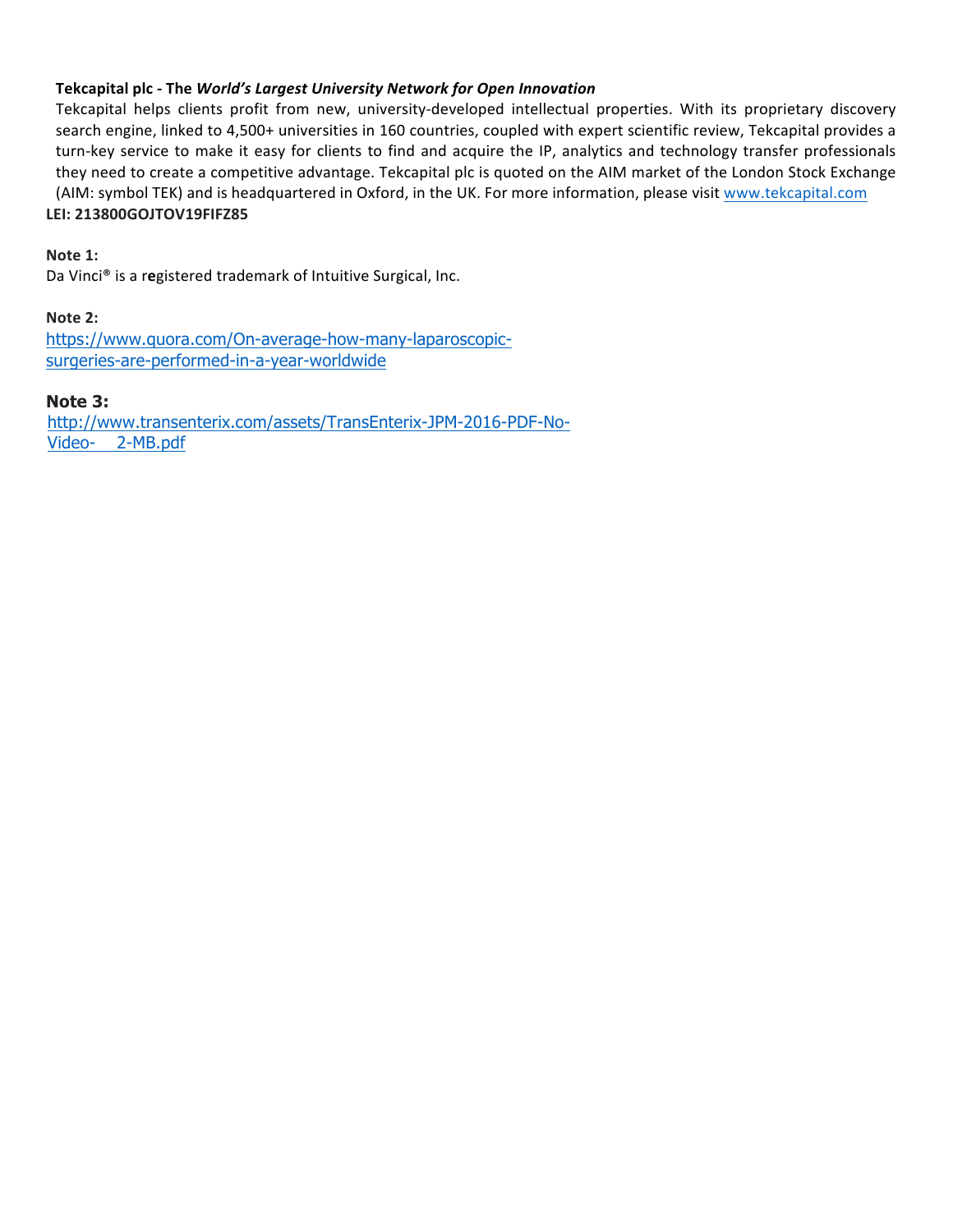**Tekcapital plc - The *World's Largest University Network for Open Innovation***

Tekcapital helps clients profit from new, university-developed intellectual properties. With its proprietary discovery search engine, linked to 4,500+ universities in 160 countries, coupled with expert scientific review, Tekcapital provides a turn-key service to make it easy for clients to find and acquire the IP, analytics and technology transfer professionals they need to create a competitive advantage. Tekcapital plc is quoted on the AIM market of the London Stock Exchange (AIM: symbol TEK) and is headquartered in Oxford, in the UK. For more information, please visit [www.tekcapital.com](http://www.tekcapital.com)

**LEI: 213800GOJTOV19FIFZ85**

**Note 1:**

Da Vinci® is a registered trademark of Intuitive Surgical, Inc.

**Note 2:**

[https://www.quora.com/On-average-how-many-laparoscopic-surgeries-are-performed-in-a-year-worldwide](https://www.quora.com/On-average-how-many-laparoscopic-surgeries-are-performed-in-a-year-worldwide)

**Note 3:**

[http://www.transenterix.com/assets/TransEnterix-JPM-2016-PDF-No-Video- 2-MB.pdf](http://www.transenterix.com/assets/TransEnterix-JPM-2016-PDF-No-Video-2-MB.pdf)